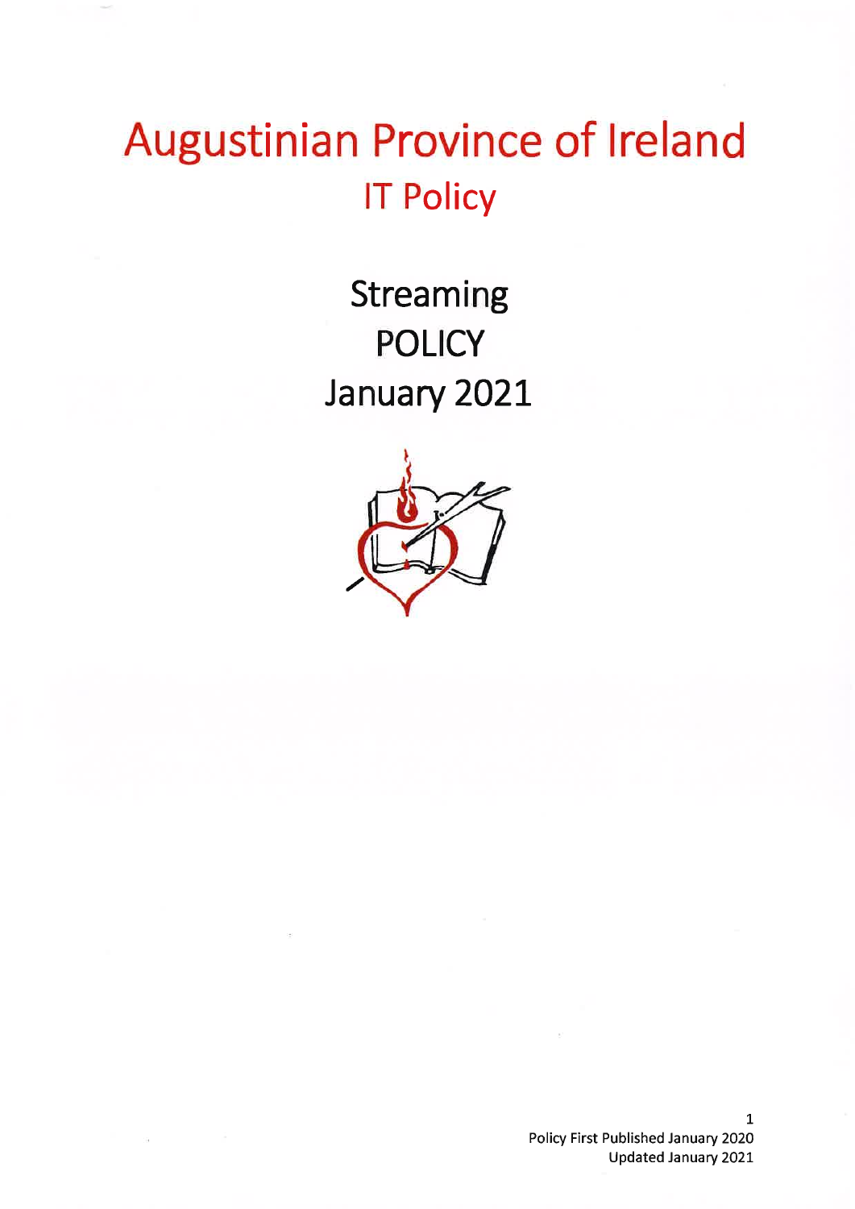# Augustinian Province of Ireland

## IT Policy

## Streaming POLICY January 2021

Policy First Published January 2020
Updated January 2021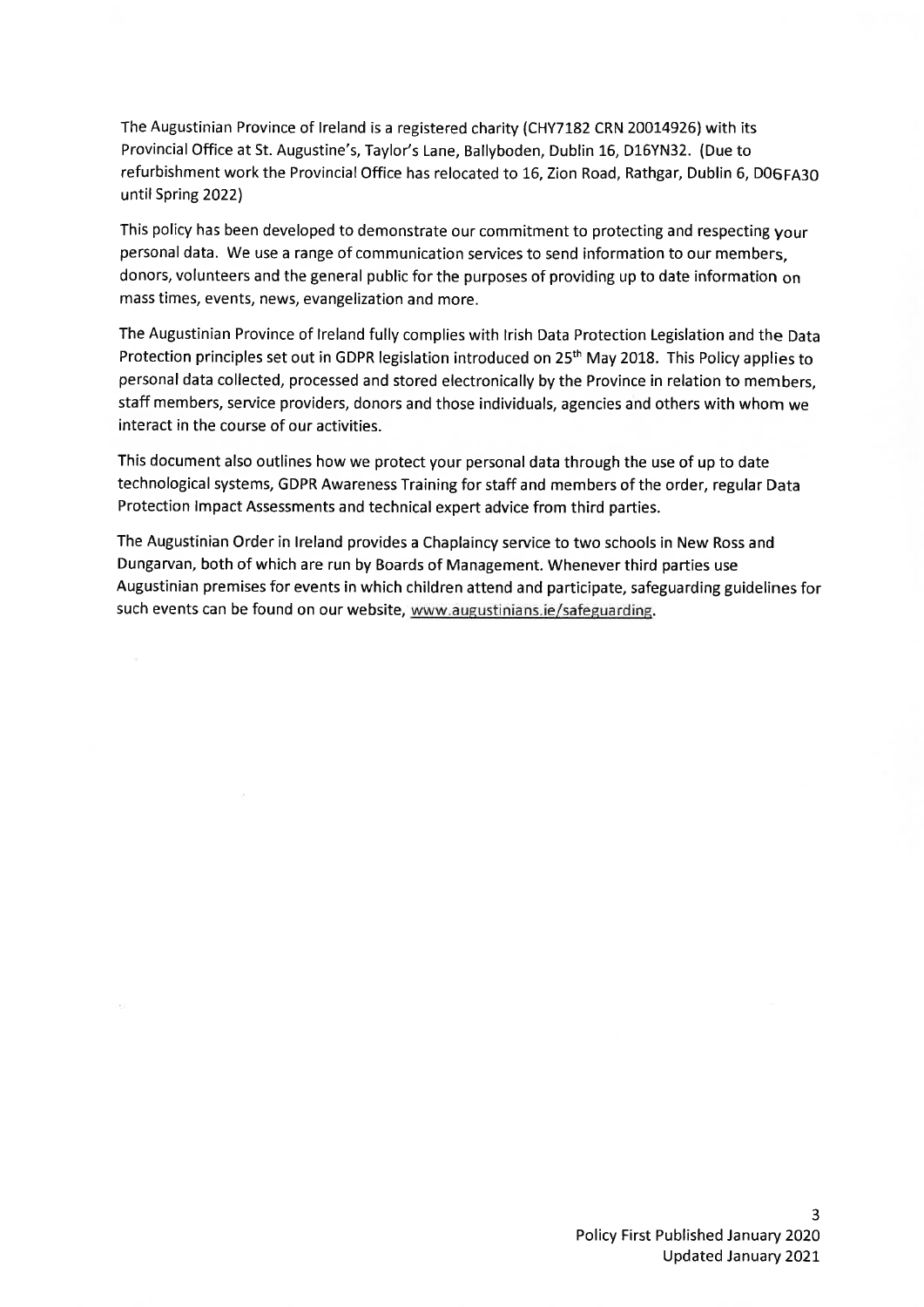The Augustinian Province of Ireland is a registered charity (CHY7182 CRN 20014926) with its Provincial Office at St. Augustine's, Taylor's Lane, Ballyboden, Dublin 16, D16YN32. (Due to refurbishment work the Provincial Office has relocated to 16, Zion Road, Rathgar, Dublin 6, D06FA30 until Spring 2022)

This policy has been developed to demonstrate our commitment to protecting and respecting your personal data. We use a range of communication services to send information to our members, donors, volunteers and the general public for the purposes of providing up to date information on mass times, events, news, evangelization and more.

The Augustinian Province of Ireland fully complies with Irish Data Protection Legislation and the Data Protection principles set out in GDPR legislation introduced on 25th May 2018. This Policy applies to personal data collected, processed and stored electronically by the Province in relation to members, staff members, service providers, donors and those individuals, agencies and others with whom we interact in the course of our activities.

This document also outlines how we protect your personal data through the use of up to date technological systems, GDPR Awareness Training for staff and members of the order, regular Data Protection Impact Assessments and technical expert advice from third parties.

The Augustinian Order in Ireland provides a Chaplaincy service to two schools in New Ross and Dungarvan, both of which are run by Boards of Management. Whenever third parties use Augustinian premises for events in which children attend and participate, safeguarding guidelines for such events can be found on our website, www.augustinians.ie/safeguarding.

Policy First Published January 2020
Updated January 2021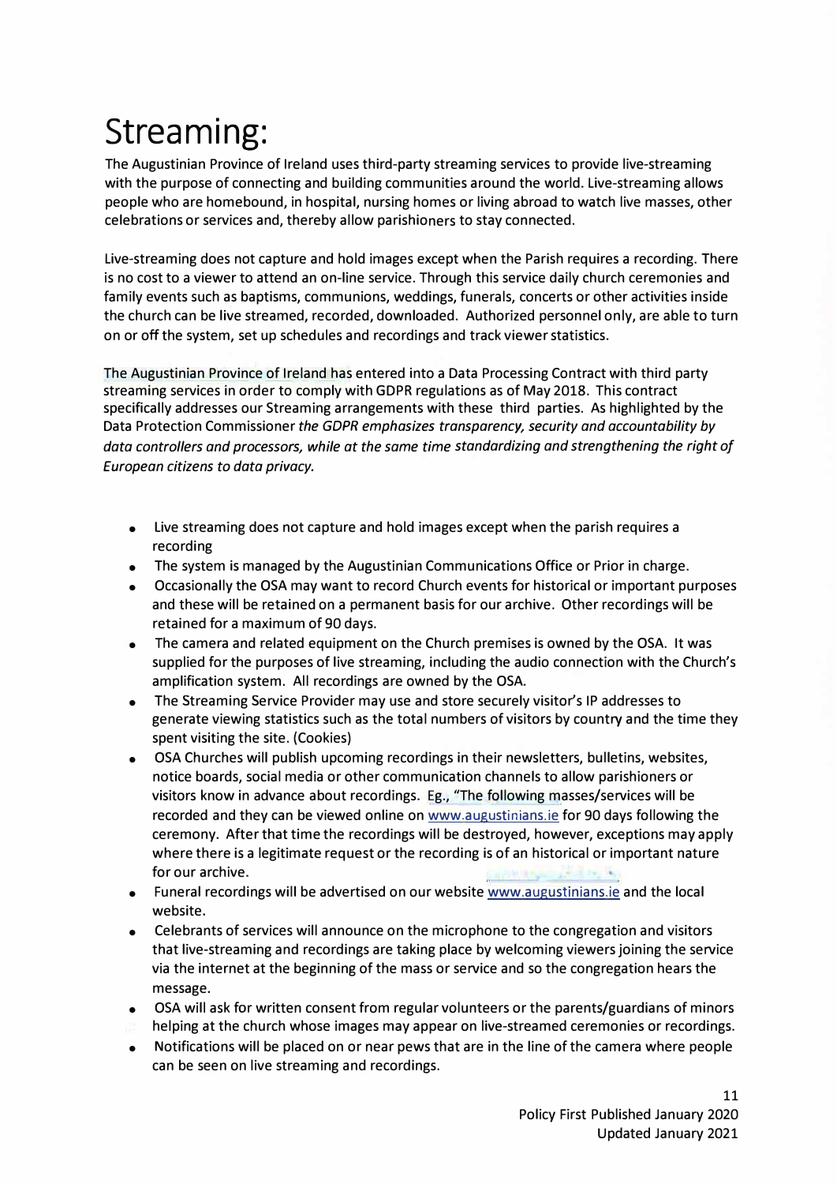# Streaming:

The Augustinian Province of Ireland uses third-party streaming services to provide live-streaming with the purpose of connecting and building communities around the world. Live-streaming allows people who are homebound, in hospital, nursing homes or living abroad to watch live masses, other celebrations or services and, thereby allow parishioners to stay connected.

Live-streaming does not capture and hold images except when the Parish requires a recording. There is no cost to a viewer to attend an on-line service. Through this service daily church ceremonies and family events such as baptisms, communions, weddings, funerals, concerts or other activities inside the church can be live streamed, recorded, downloaded. Authorized personnel only, are able to turn on or off the system, set up schedules and recordings and track viewer statistics.

The Augustinian Province of Ireland has entered into a Data Processing Contract with third party streaming services in order to comply with GDPR regulations as of May 2018. This contract specifically addresses our Streaming arrangements with these third parties. As highlighted by the Data Protection Commissioner *the GDPR emphasizes transparency, security and accountability by data controllers and processors, while at the same time standardizing and strengthening the right of European citizens to data privacy.*

- Live streaming does not capture and hold images except when the parish requires a recording
- The system is managed by the Augustinian Communications Office or Prior in charge.
- Occasionally the OSA may want to record Church events for historical or important purposes and these will be retained on a permanent basis for our archive. Other recordings will be retained for a maximum of 90 days.
- The camera and related equipment on the Church premises is owned by the OSA. It was supplied for the purposes of live streaming, including the audio connection with the Church's amplification system. All recordings are owned by the OSA.
- The Streaming Service Provider may use and store securely visitor's IP addresses to generate viewing statistics such as the total numbers of visitors by country and the time they spent visiting the site. (Cookies)
- OSA Churches will publish upcoming recordings in their newsletters, bulletins, websites, notice boards, social media or other communication channels to allow parishioners or visitors know in advance about recordings. Eg., "The following masses/services will be recorded and they can be viewed online on www.augustinians.ie for 90 days following the ceremony. After that time the recordings will be destroyed, however, exceptions may apply where there is a legitimate request or the recording is of an historical or important nature for our archive.
- Funeral recordings will be advertised on our website www.augustinians.ie and the local website.
- Celebrants of services will announce on the microphone to the congregation and visitors that live-streaming and recordings are taking place by welcoming viewers joining the service via the internet at the beginning of the mass or service and so the congregation hears the message.
- OSA will ask for written consent from regular volunteers or the parents/guardians of minors helping at the church whose images may appear on live-streamed ceremonies or recordings.
- Notifications will be placed on or near pews that are in the line of the camera where people can be seen on live streaming and recordings.

Policy First Published January 2020
Updated January 2021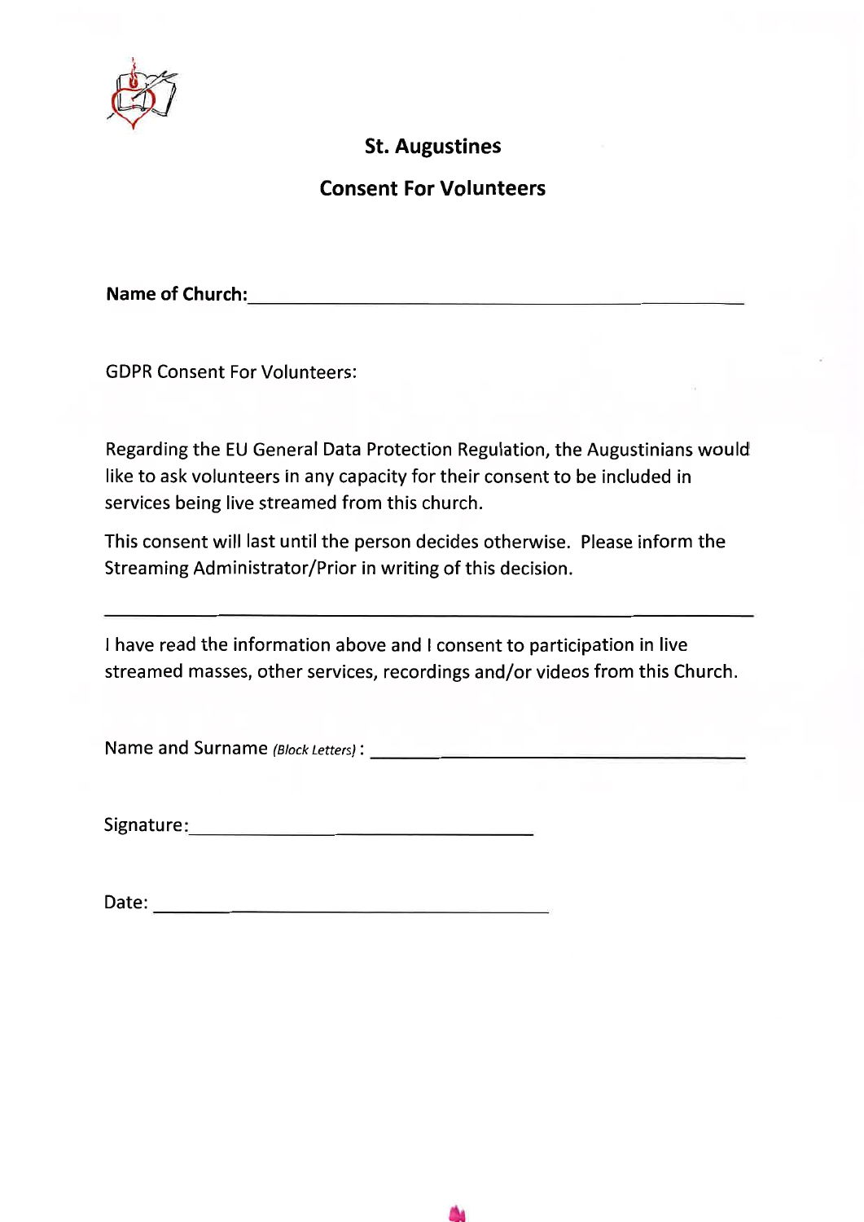## St. Augustines

## Consent For Volunteers

**Name of Church:** ______________________________

GDPR Consent For Volunteers:

Regarding the EU General Data Protection Regulation, the Augustinians would like to ask volunteers in any capacity for their consent to be included in services being live streamed from this church.

This consent will last until the person decides otherwise. Please inform the Streaming Administrator/Prior in writing of this decision.

---

I have read the information above and I consent to participation in live streamed masses, other services, recordings and/or videos from this Church.

Name and Surname *(Block Letters)* : ______________________________

Signature: ______________________________

Date: ______________________________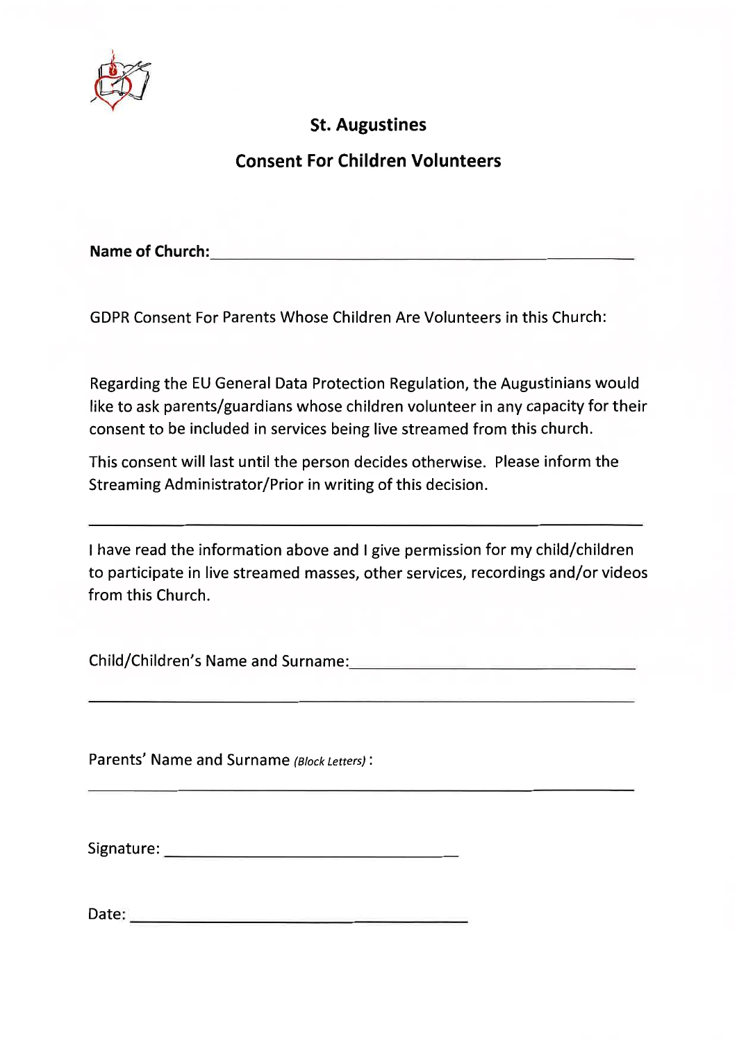## St. Augustines

## Consent For Children Volunteers

**Name of Church:** ____________________________________________

GDPR Consent For Parents Whose Children Are Volunteers in this Church:

Regarding the EU General Data Protection Regulation, the Augustinians would like to ask parents/guardians whose children volunteer in any capacity for their consent to be included in services being live streamed from this church.

This consent will last until the person decides otherwise. Please inform the Streaming Administrator/Prior in writing of this decision.

---

I have read the information above and I give permission for my child/children to participate in live streamed masses, other services, recordings and/or videos from this Church.

Child/Children's Name and Surname: ____________________________________________

____________________________________________

Parents' Name and Surname *(Block Letters)* :

____________________________________________

Signature: ______________________________

Date: ______________________________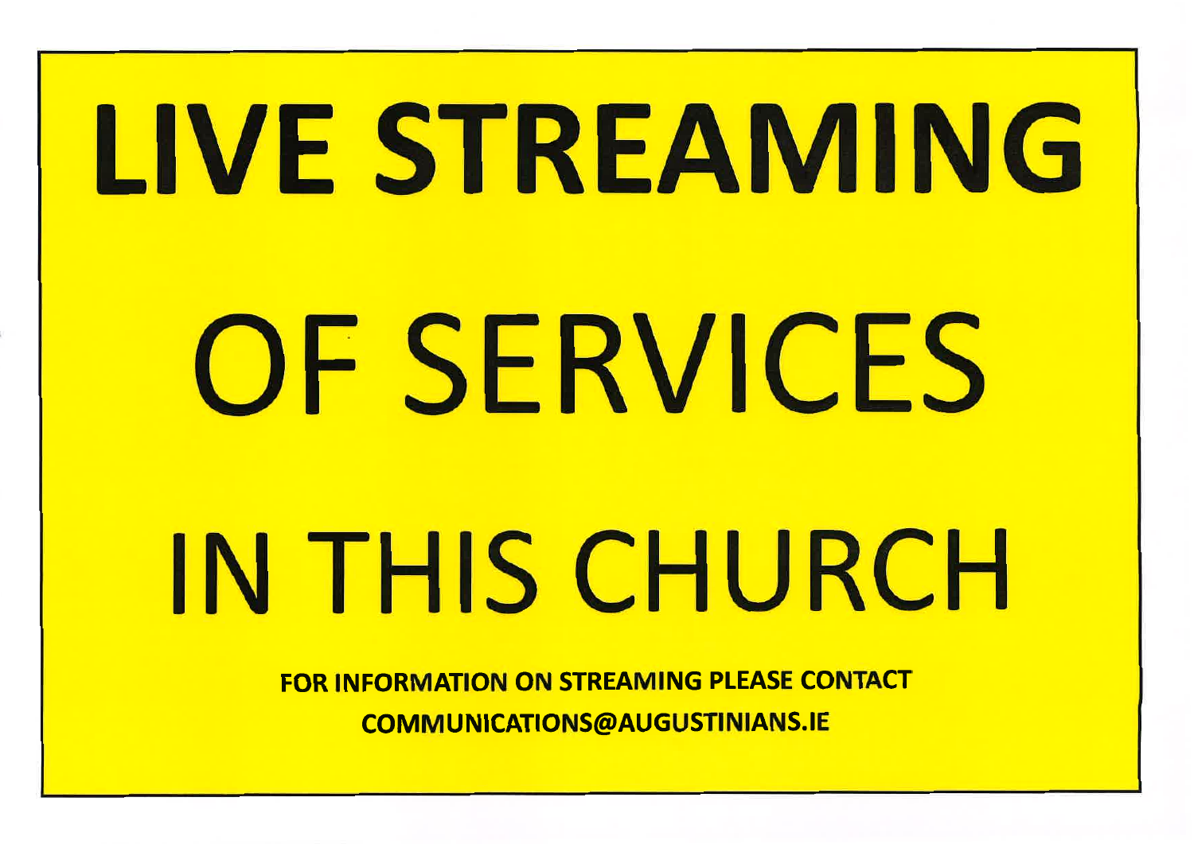# LIVE STREAMING

# OF SERVICES

# IN THIS CHURCH

**FOR INFORMATION ON STREAMING PLEASE CONTACT**

**COMMUNICATIONS@AUGUSTINIANS.IE**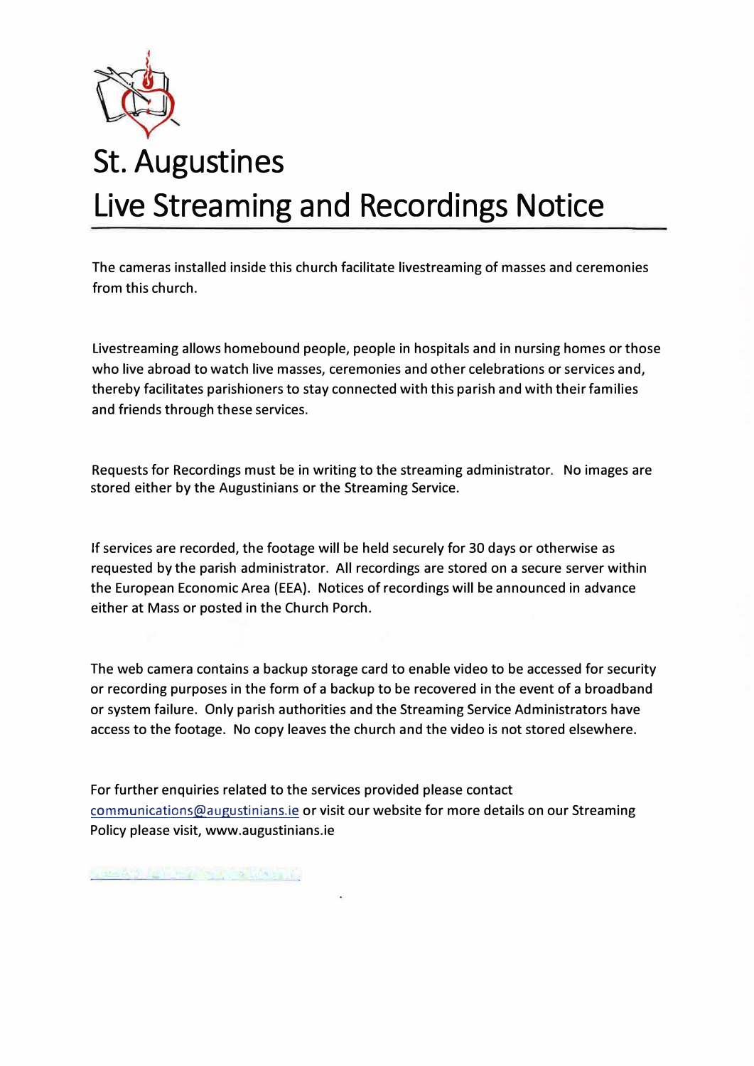# St. Augustines
# Live Streaming and Recordings Notice

The cameras installed inside this church facilitate livestreaming of masses and ceremonies from this church.

Livestreaming allows homebound people, people in hospitals and in nursing homes or those who live abroad to watch live masses, ceremonies and other celebrations or services and, thereby facilitates parishioners to stay connected with this parish and with their families and friends through these services.

Requests for Recordings must be in writing to the streaming administrator. No images are stored either by the Augustinians or the Streaming Service.

If services are recorded, the footage will be held securely for 30 days or otherwise as requested by the parish administrator. All recordings are stored on a secure server within the European Economic Area (EEA). Notices of recordings will be announced in advance either at Mass or posted in the Church Porch.

The web camera contains a backup storage card to enable video to be accessed for security or recording purposes in the form of a backup to be recovered in the event of a broadband or system failure. Only parish authorities and the Streaming Service Administrators have access to the footage. No copy leaves the church and the video is not stored elsewhere.

For further enquiries related to the services provided please contact communications@augustinians.ie or visit our website for more details on our Streaming Policy please visit, www.augustinians.ie